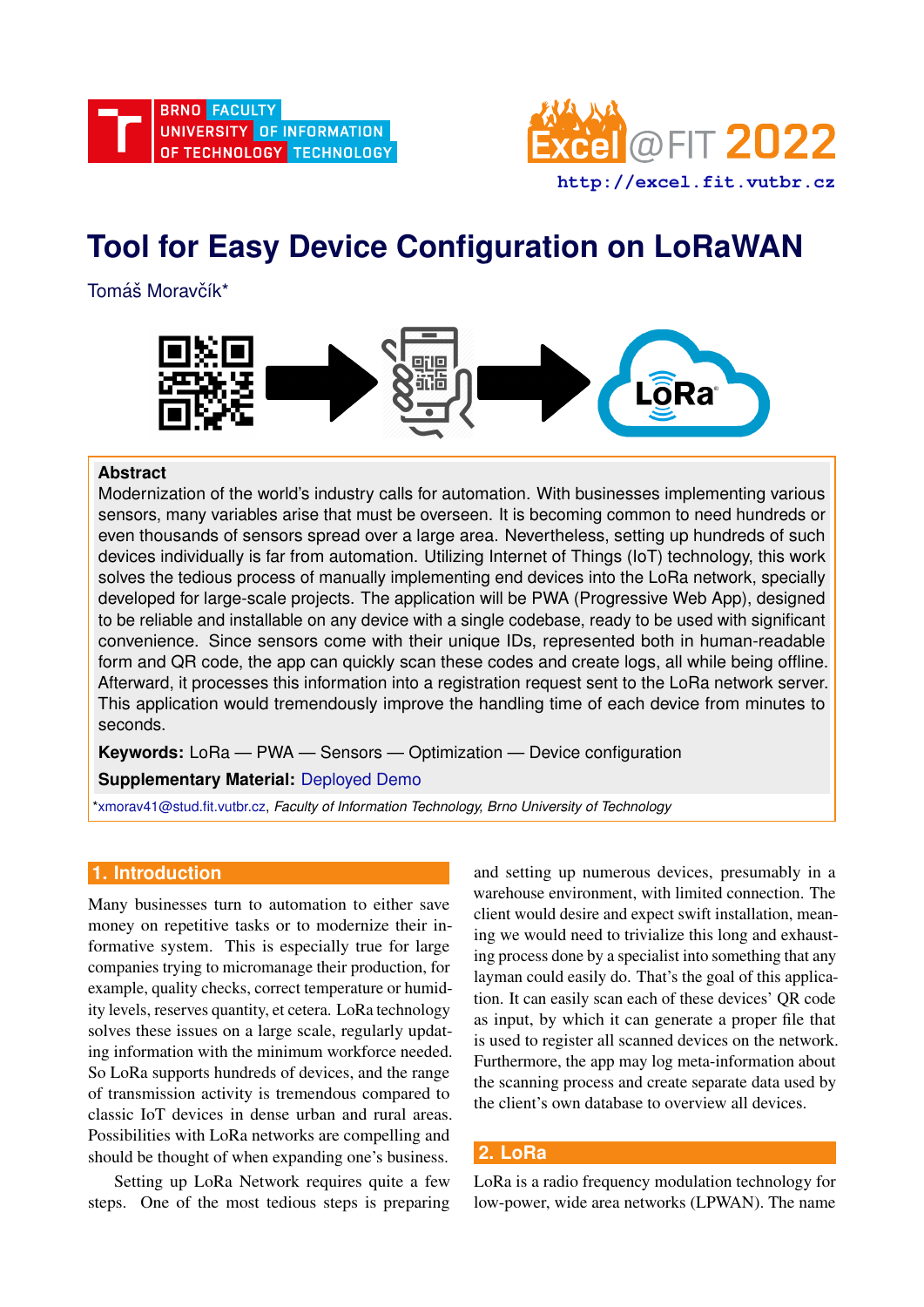# Tool for Easy Device Configuration on LoRaWAN

Tomáš Moravčík*

**Abstract**

Modernization of the world's industry calls for automation. With businesses implementing various sensors, many variables arise that must be overseen. It is becoming common to need hundreds or even thousands of sensors spread over a large area. Nevertheless, setting up hundreds of such devices individually is far from automation. Utilizing Internet of Things (IoT) technology, this work solves the tedious process of manually implementing end devices into the LoRa network, specially developed for large-scale projects. The application will be PWA (Progressive Web App), designed to be reliable and installable on any device with a single codebase, ready to be used with significant convenience. Since sensors come with their unique IDs, represented both in human-readable form and QR code, the app can quickly scan these codes and create logs, all while being offline. Afterward, it processes this information into a registration request sent to the LoRa network server. This application would tremendously improve the handling time of each device from minutes to seconds.

**Keywords:** LoRa — PWA — Sensors — Optimization — Device configuration

**Supplementary Material:** Deployed Demo

*xmorav41@stud.fit.vutbr.cz, *Faculty of Information Technology, Brno University of Technology*

## 1. Introduction

Many businesses turn to automation to either save money on repetitive tasks or to modernize their informative system. This is especially true for large companies trying to micromanage their production, for example, quality checks, correct temperature or humidity levels, reserves quantity, et cetera. LoRa technology solves these issues on a large scale, regularly updating information with the minimum workforce needed. So LoRa supports hundreds of devices, and the range of transmission activity is tremendous compared to classic IoT devices in dense urban and rural areas. Possibilities with LoRa networks are compelling and should be thought of when expanding one's business.

Setting up LoRa Network requires quite a few steps. One of the most tedious steps is preparing and setting up numerous devices, presumably in a warehouse environment, with limited connection. The client would desire and expect swift installation, meaning we would need to trivialize this long and exhausting process done by a specialist into something that any layman could easily do. That's the goal of this application. It can easily scan each of these devices' QR code as input, by which it can generate a proper file that is used to register all scanned devices on the network. Furthermore, the app may log meta-information about the scanning process and create separate data used by the client's own database to overview all devices.

## 2. LoRa

LoRa is a radio frequency modulation technology for low-power, wide area networks (LPWAN). The name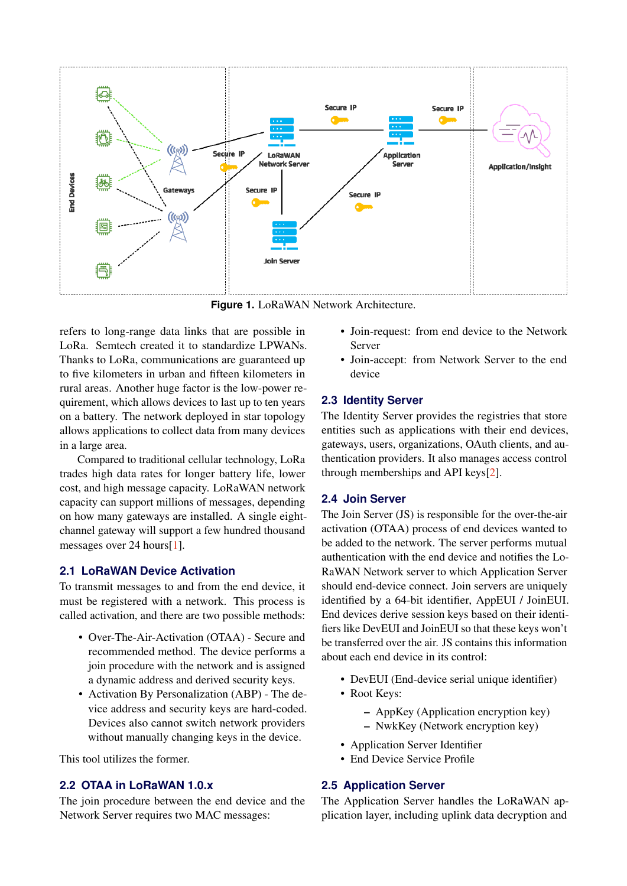Figure 1. LoRaWAN Network Architecture.

refers to long-range data links that are possible in LoRa. Semtech created it to standardize LPWANs. Thanks to LoRa, communications are guaranteed up to five kilometers in urban and fifteen kilometers in rural areas. Another huge factor is the low-power requirement, which allows devices to last up to ten years on a battery. The network deployed in star topology allows applications to collect data from many devices in a large area.

Compared to traditional cellular technology, LoRa trades high data rates for longer battery life, lower cost, and high message capacity. LoRaWAN network capacity can support millions of messages, depending on how many gateways are installed. A single eight-channel gateway will support a few hundred thousand messages over 24 hours[1].

## 2.1 LoRaWAN Device Activation

To transmit messages to and from the end device, it must be registered with a network. This process is called activation, and there are two possible methods:

- Over-The-Air-Activation (OTAA) - Secure and recommended method. The device performs a join procedure with the network and is assigned a dynamic address and derived security keys.
- Activation By Personalization (ABP) - The device address and security keys are hard-coded. Devices also cannot switch network providers without manually changing keys in the device.

This tool utilizes the former.

## 2.2 OTAA in LoRaWAN 1.0.x

The join procedure between the end device and the Network Server requires two MAC messages:

- Join-request: from end device to the Network Server
- Join-accept: from Network Server to the end device

## 2.3 Identity Server

The Identity Server provides the registries that store entities such as applications with their end devices, gateways, users, organizations, OAuth clients, and authentication providers. It also manages access control through memberships and API keys[2].

## 2.4 Join Server

The Join Server (JS) is responsible for the over-the-air activation (OTAA) process of end devices wanted to be added to the network. The server performs mutual authentication with the end device and notifies the LoRaWAN Network server to which Application Server should end-device connect. Join servers are uniquely identified by a 64-bit identifier, AppEUI / JoinEUI. End devices derive session keys based on their identifiers like DevEUI and JoinEUI so that these keys won't be transferred over the air. JS contains this information about each end device in its control:

- DevEUI (End-device serial unique identifier)
- Root Keys:
  - AppKey (Application encryption key)
  - NwkKey (Network encryption key)
- Application Server Identifier
- End Device Service Profile

## 2.5 Application Server

The Application Server handles the LoRaWAN application layer, including uplink data decryption and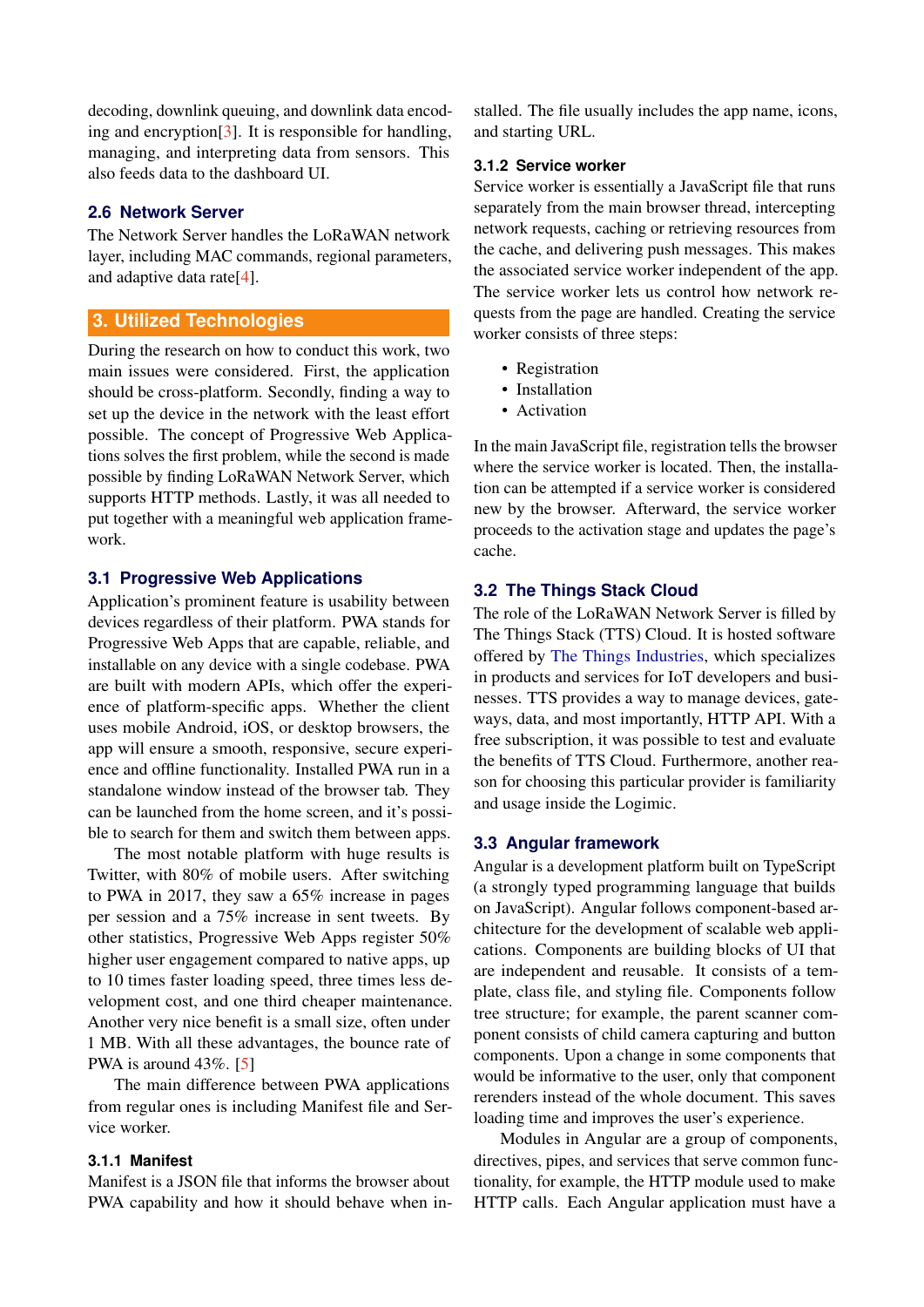decoding, downlink queuing, and downlink data encoding and encryption[3]. It is responsible for handling, managing, and interpreting data from sensors. This also feeds data to the dashboard UI.

### 2.6 Network Server

The Network Server handles the LoRaWAN network layer, including MAC commands, regional parameters, and adaptive data rate[4].

## 3. Utilized Technologies

During the research on how to conduct this work, two main issues were considered. First, the application should be cross-platform. Secondly, finding a way to set up the device in the network with the least effort possible. The concept of Progressive Web Applications solves the first problem, while the second is made possible by finding LoRaWAN Network Server, which supports HTTP methods. Lastly, it was all needed to put together with a meaningful web application framework.

### 3.1 Progressive Web Applications

Application's prominent feature is usability between devices regardless of their platform. PWA stands for Progressive Web Apps that are capable, reliable, and installable on any device with a single codebase. PWA are built with modern APIs, which offer the experience of platform-specific apps. Whether the client uses mobile Android, iOS, or desktop browsers, the app will ensure a smooth, responsive, secure experience and offline functionality. Installed PWA run in a standalone window instead of the browser tab. They can be launched from the home screen, and it's possible to search for them and switch them between apps.

The most notable platform with huge results is Twitter, with 80% of mobile users. After switching to PWA in 2017, they saw a 65% increase in pages per session and a 75% increase in sent tweets. By other statistics, Progressive Web Apps register 50% higher user engagement compared to native apps, up to 10 times faster loading speed, three times less development cost, and one third cheaper maintenance. Another very nice benefit is a small size, often under 1 MB. With all these advantages, the bounce rate of PWA is around 43%. [5]

The main difference between PWA applications from regular ones is including Manifest file and Service worker.

#### 3.1.1 Manifest

Manifest is a JSON file that informs the browser about PWA capability and how it should behave when installed. The file usually includes the app name, icons, and starting URL.

#### 3.1.2 Service worker

Service worker is essentially a JavaScript file that runs separately from the main browser thread, intercepting network requests, caching or retrieving resources from the cache, and delivering push messages. This makes the associated service worker independent of the app. The service worker lets us control how network requests from the page are handled. Creating the service worker consists of three steps:

- Registration
- Installation
- Activation

In the main JavaScript file, registration tells the browser where the service worker is located. Then, the installation can be attempted if a service worker is considered new by the browser. Afterward, the service worker proceeds to the activation stage and updates the page's cache.

### 3.2 The Things Stack Cloud

The role of the LoRaWAN Network Server is filled by The Things Stack (TTS) Cloud. It is hosted software offered by The Things Industries, which specializes in products and services for IoT developers and businesses. TTS provides a way to manage devices, gateways, data, and most importantly, HTTP API. With a free subscription, it was possible to test and evaluate the benefits of TTS Cloud. Furthermore, another reason for choosing this particular provider is familiarity and usage inside the Logimic.

### 3.3 Angular framework

Angular is a development platform built on TypeScript (a strongly typed programming language that builds on JavaScript). Angular follows component-based architecture for the development of scalable web applications. Components are building blocks of UI that are independent and reusable. It consists of a template, class file, and styling file. Components follow tree structure; for example, the parent scanner component consists of child camera capturing and button components. Upon a change in some components that would be informative to the user, only that component rerenders instead of the whole document. This saves loading time and improves the user's experience.

Modules in Angular are a group of components, directives, pipes, and services that serve common functionality, for example, the HTTP module used to make HTTP calls. Each Angular application must have a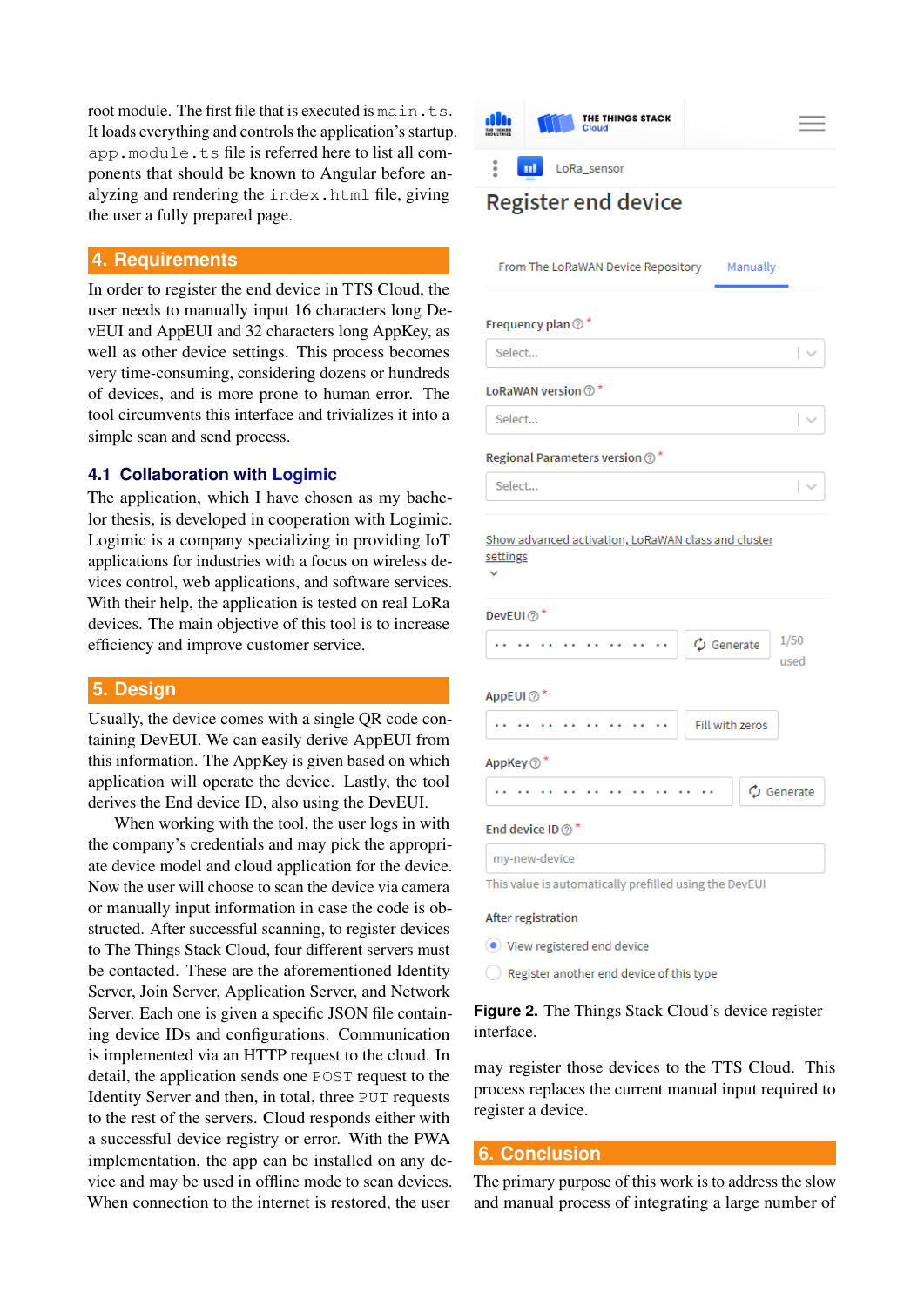root module. The first file that is executed is `main.ts`. It loads everything and controls the application's startup. `app.module.ts` file is referred here to list all components that should be known to Angular before analyzing and rendering the `index.html` file, giving the user a fully prepared page.

## 4. Requirements

In order to register the end device in TTS Cloud, the user needs to manually input 16 characters long DevEUI and AppEUI and 32 characters long AppKey, as well as other device settings. This process becomes very time-consuming, considering dozens or hundreds of devices, and is more prone to human error. The tool circumvents this interface and trivializes it into a simple scan and send process.

### 4.1 Collaboration with Logimic

The application, which I have chosen as my bachelor thesis, is developed in cooperation with Logimic. Logimic is a company specializing in providing IoT applications for industries with a focus on wireless devices control, web applications, and software services. With their help, the application is tested on real LoRa devices. The main objective of this tool is to increase efficiency and improve customer service.

## 5. Design

Usually, the device comes with a single QR code containing DevEUI. We can easily derive AppEUI from this information. The AppKey is given based on which application will operate the device. Lastly, the tool derives the End device ID, also using the DevEUI.

When working with the tool, the user logs in with the company's credentials and may pick the appropriate device model and cloud application for the device. Now the user will choose to scan the device via camera or manually input information in case the code is obstructed. After successful scanning, to register devices to The Things Stack Cloud, four different servers must be contacted. These are the aforementioned Identity Server, Join Server, Application Server, and Network Server. Each one is given a specific JSON file containing device IDs and configurations. Communication is implemented via an HTTP request to the cloud. In detail, the application sends one `POST` request to the Identity Server and then, in total, three `PUT` requests to the rest of the servers. Cloud responds either with a successful device registry or error. With the PWA implementation, the app can be installed on any device and may be used in offline mode to scan devices. When connection to the internet is restored, the user

THE THINGS STACK Cloud

LoRa_sensor

Register end device

From The LoRaWAN Device Repository | Manually

Frequency plan *
Select...

LoRaWAN version *
Select...

Regional Parameters version *
Select...

Show advanced activation, LoRaWAN class and cluster settings

DevEUI *
.. .. .. .. .. .. .. .. | Generate | 1/50 used

AppEUI *
.. .. .. .. .. .. .. .. | Fill with zeros

AppKey *
.. .. .. .. .. .. .. .. .. .. .. .. .. .. .. .. | Generate

End device ID *
my-new-device
This value is automatically prefilled using the DevEUI

After registration
- View registered end device
- Register another end device of this type

**Figure 2.** The Things Stack Cloud's device register interface.

may register those devices to the TTS Cloud. This process replaces the current manual input required to register a device.

## 6. Conclusion

The primary purpose of this work is to address the slow and manual process of integrating a large number of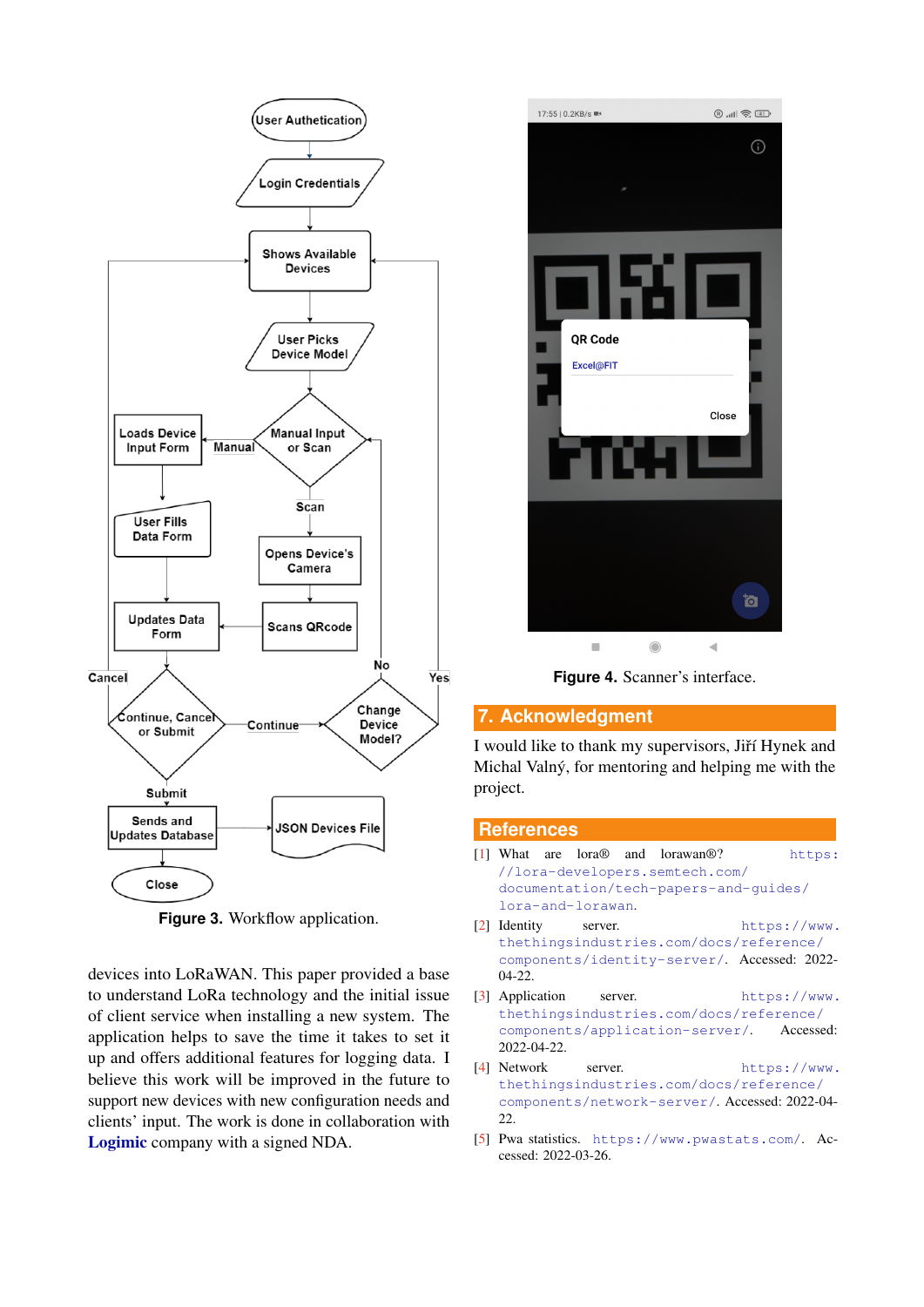Figure 3. Workflow application.

devices into LoRaWAN. This paper provided a base to understand LoRa technology and the initial issue of client service when installing a new system. The application helps to save the time it takes to set it up and offers additional features for logging data. I believe this work will be improved in the future to support new devices with new configuration needs and clients' input. The work is done in collaboration with **Logimic** company with a signed NDA.

Figure 4. Scanner's interface.

## 7. Acknowledgment

I would like to thank my supervisors, Jiří Hynek and Michal Valný, for mentoring and helping me with the project.

## References

[1] What are lora® and lorawan®? https://lora-developers.semtech.com/documentation/tech-papers-and-guides/lora-and-lorawan.

[2] Identity server. https://www.thethingsindustries.com/docs/reference/components/identity-server/. Accessed: 2022-04-22.

[3] Application server. https://www.thethingsindustries.com/docs/reference/components/application-server/. Accessed: 2022-04-22.

[4] Network server. https://www.thethingsindustries.com/docs/reference/components/network-server/. Accessed: 2022-04-22.

[5] Pwa statistics. https://www.pwastats.com/. Accessed: 2022-03-26.